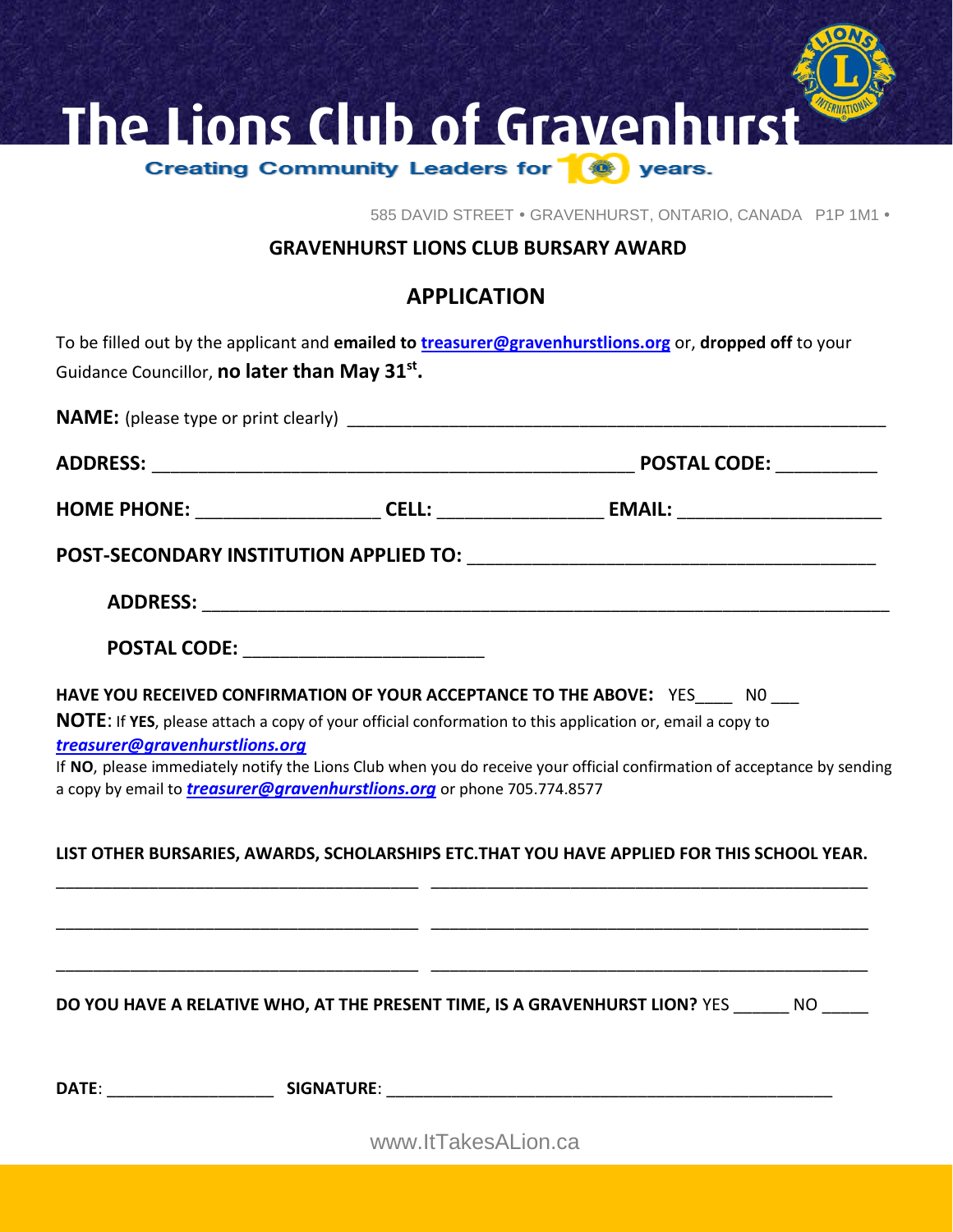# The Lions Club of Gravenhurst

**Creating Community Leaders for 100 years.**

585 DAVID STREET • GRAVENHURST, ONTARIO, CANADA P1P 1M1 •

## GRAVENHURST LIONS CLUB BURSARY AWARD

## APPLICATION

To be filled out by the applicant and **emailed to [treasurer@gravenhurstlions.org](mailto:treasurer@gravenhurstlions.org)** or, **dropped off** to your Guidance Councillor, **no later than May 31st.**

**NAME:** (please type or print clearly) ___________________________________________________________

**ADDRESS:** _____________________________________________________ **POSTAL CODE:** __________

**HOME PHONE:** __________________ **CELL:** ________________ **EMAIL:** ____________________

**POST-SECONDARY INSTITUTION APPLIED TO:** ________________________________________

**ADDRESS:** _____________________________________________________________________

**POSTAL CODE:** ________________________

**HAVE YOU RECEIVED CONFIRMATION OF YOUR ACCEPTANCE TO THE ABOVE:** YES____ N0 ___

**NOTE**: If **YES**, please attach a copy of your official conformation to this application or, email a copy to ***[treasurer@gravenhurstlions.org](mailto:treasurer@gravenhurstlions.org)***

If **NO**, please immediately notify the Lions Club when you do receive your official confirmation of acceptance by sending a copy by email to ***[treasurer@gravenhurstlions.org](mailto:treasurer@gravenhurstlions.org)*** or phone 705.774.8577

**LIST OTHER BURSARIES, AWARDS, SCHOLARSHIPS ETC.THAT YOU HAVE APPLIED FOR THIS SCHOOL YEAR.**

________________________________________ ________________________________________________

________________________________________ ________________________________________________

________________________________________ ________________________________________________

**DO YOU HAVE A RELATIVE WHO, AT THE PRESENT TIME, IS A GRAVENHURST LION?** YES ______ NO _____

**DATE**: __________________ **SIGNATURE**: __________________________________________________

www.ItTakesALion.ca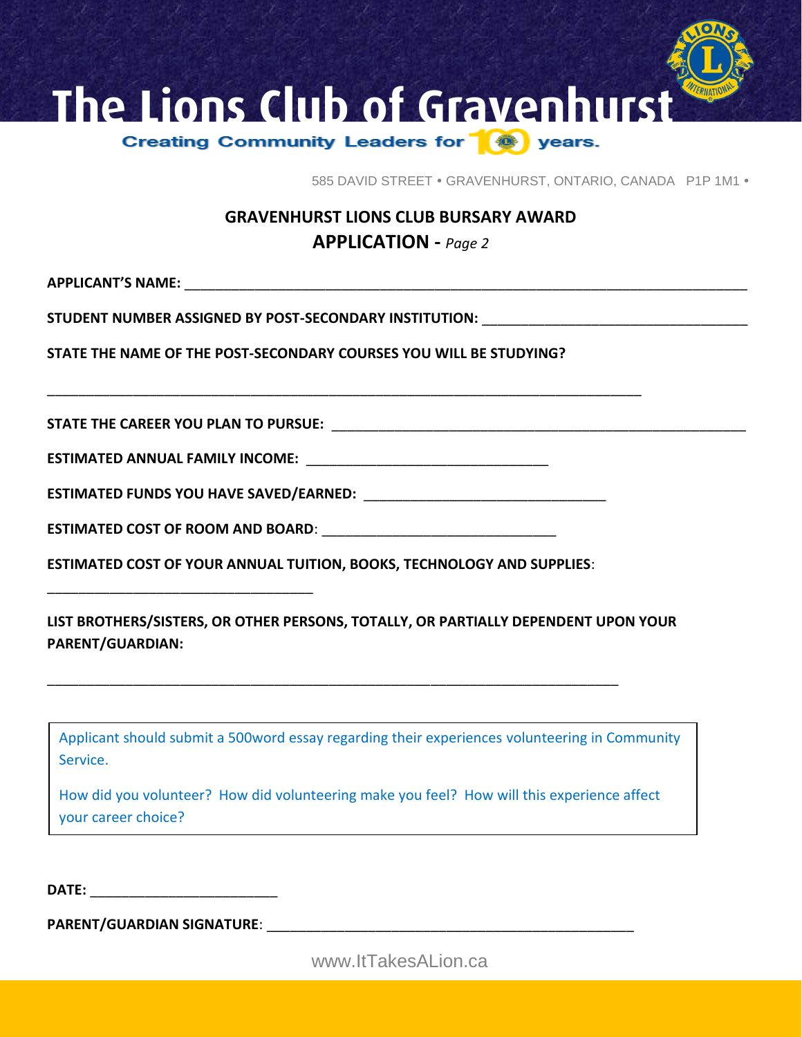# The Lions Club of Gravenhurst

**Creating Community Leaders for 100 years.**

585 DAVID STREET • GRAVENHURST, ONTARIO, CANADA P1P 1M1 •

## GRAVENHURST LIONS CLUB BURSARY AWARD

## APPLICATION - *Page 2*

**APPLICANT'S NAME:** ______________________________________________________________________

**STUDENT NUMBER ASSIGNED BY POST-SECONDARY INSTITUTION:** ________________________________

**STATE THE NAME OF THE POST-SECONDARY COURSES YOU WILL BE STUDYING?**

_______________________________________________________________________________

**STATE THE CAREER YOU PLAN TO PURSUE:** ___________________________________________________

**ESTIMATED ANNUAL FAMILY INCOME:** ________________________________

**ESTIMATED FUNDS YOU HAVE SAVED/EARNED:** ________________________________

**ESTIMATED COST OF ROOM AND BOARD**: _______________________________

**ESTIMATED COST OF YOUR ANNUAL TUITION, BOOKS, TECHNOLOGY AND SUPPLIES**:

___________________________________

**LIST BROTHERS/SISTERS, OR OTHER PERSONS, TOTALLY, OR PARTIALLY DEPENDENT UPON YOUR PARENT/GUARDIAN:**

___________________________________________________________________________

> Applicant should submit a 500word essay regarding their experiences volunteering in Community Service.
>
> How did you volunteer? How did volunteering make you feel? How will this experience affect your career choice?

**DATE:** _________________________

**PARENT/GUARDIAN SIGNATURE**: _________________________________________________

www.ItTakesALion.ca